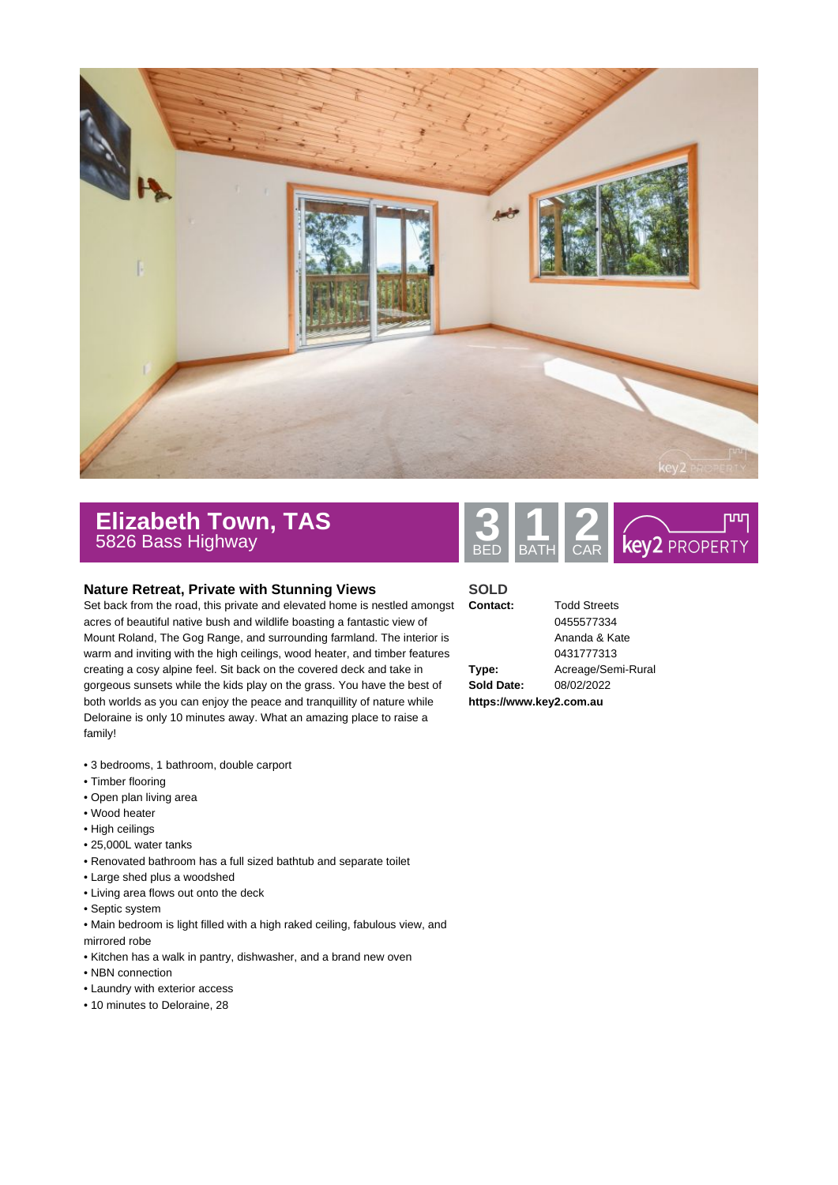# Elizabeth Town, TAS

5826 Bass Highway

3 BED | 1 BATH | 2 CAR

key2 PROPERTY

## Nature Retreat, Private with Stunning Views

Set back from the road, this private and elevated home is nestled amongst acres of beautiful native bush and wildlife boasting a fantastic view of Mount Roland, The Gog Range, and surrounding farmland. The interior is warm and inviting with the high ceilings, wood heater, and timber features creating a cosy alpine feel. Sit back on the covered deck and take in gorgeous sunsets while the kids play on the grass. You have the best of both worlds as you can enjoy the peace and tranquillity of nature while Deloraine is only 10 minutes away. What an amazing place to raise a family!

- 3 bedrooms, 1 bathroom, double carport
- Timber flooring
- Open plan living area
- Wood heater
- High ceilings
- 25,000L water tanks
- Renovated bathroom has a full sized bathtub and separate toilet
- Large shed plus a woodshed
- Living area flows out onto the deck
- Septic system
- Main bedroom is light filled with a high raked ceiling, fabulous view, and mirrored robe
- Kitchen has a walk in pantry, dishwasher, and a brand new oven
- NBN connection
- Laundry with exterior access
- 10 minutes to Deloraine, 28

**SOLD**

**Contact:** Todd Streets 0455577334, Ananda & Kate 0431777313

**Type:** Acreage/Semi-Rural

**Sold Date:** 08/02/2022

**https://www.key2.com.au**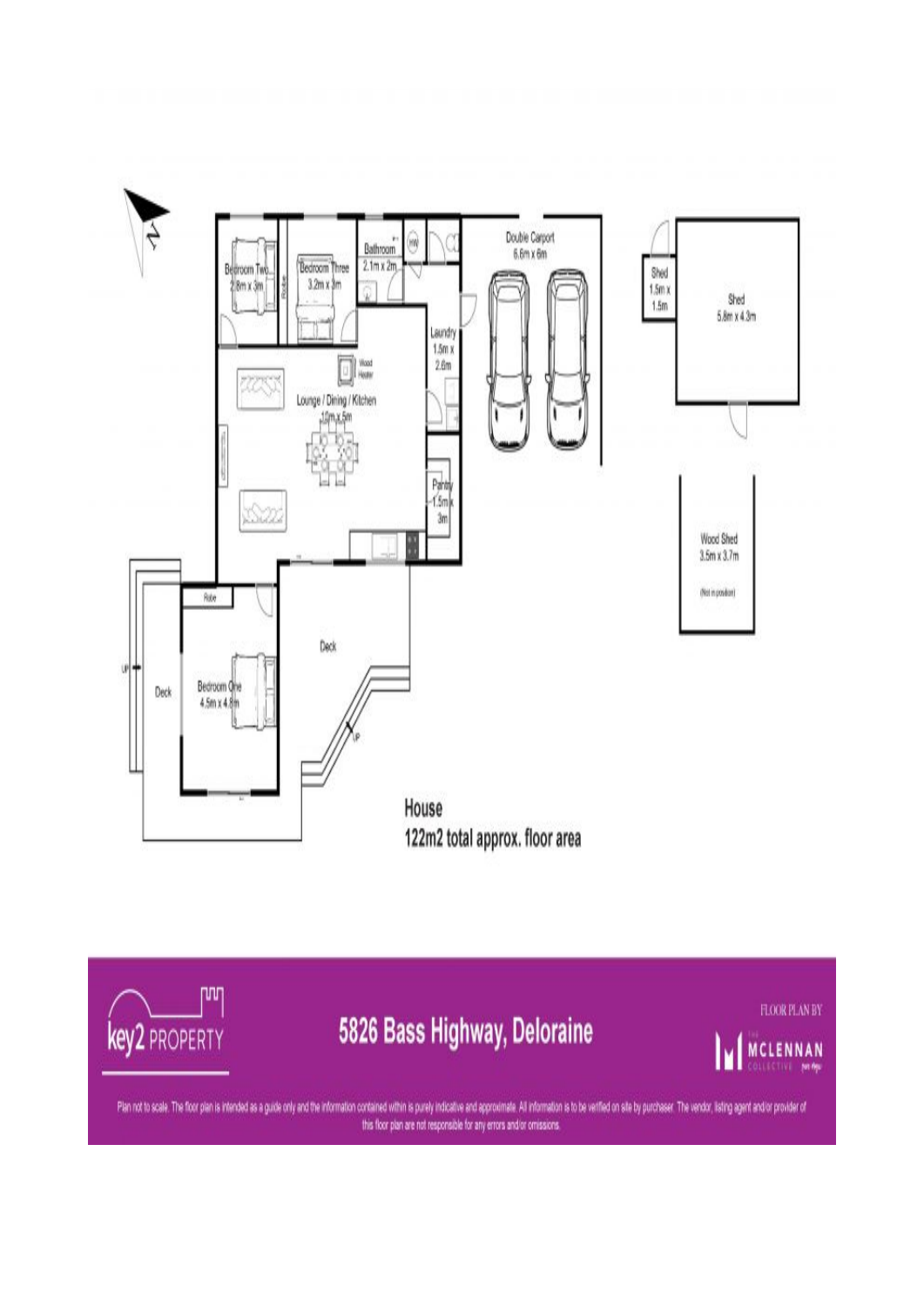Bedroom Two
2.8m x 3m

Robe

Bedroom Three
3.2m x 3m

Bathroom
2.1m x 2m

Double Carport
6.6m x 6m

Shed
1.5m x
1.5m

Shed
5.8m x 4.3m

Laundry
1.5m x
2.6m

Wood Heater

Lounge / Dining / Kitchen
10m x 5m

Pantry
1.5m x
3m

Wood Shed
3.5m x 3.7m

(Not in position)

Robe

UP

Deck

Bedroom One
4.5m x 4.8m

Deck

UP

House
122m2 total approx. floor area

key2 PROPERTY

5826 Bass Highway, Deloraine

FLOOR PLAN BY
THE MCLENNAN COLLECTIVE

Plan not to scale. The floor plan is intended as a guide only and the information contained within is purely indicative and approximate. All information is to be verified on site by purchaser. The vendor, listing agent and/or provider of this floor plan are not responsible for any errors and/or omissions.